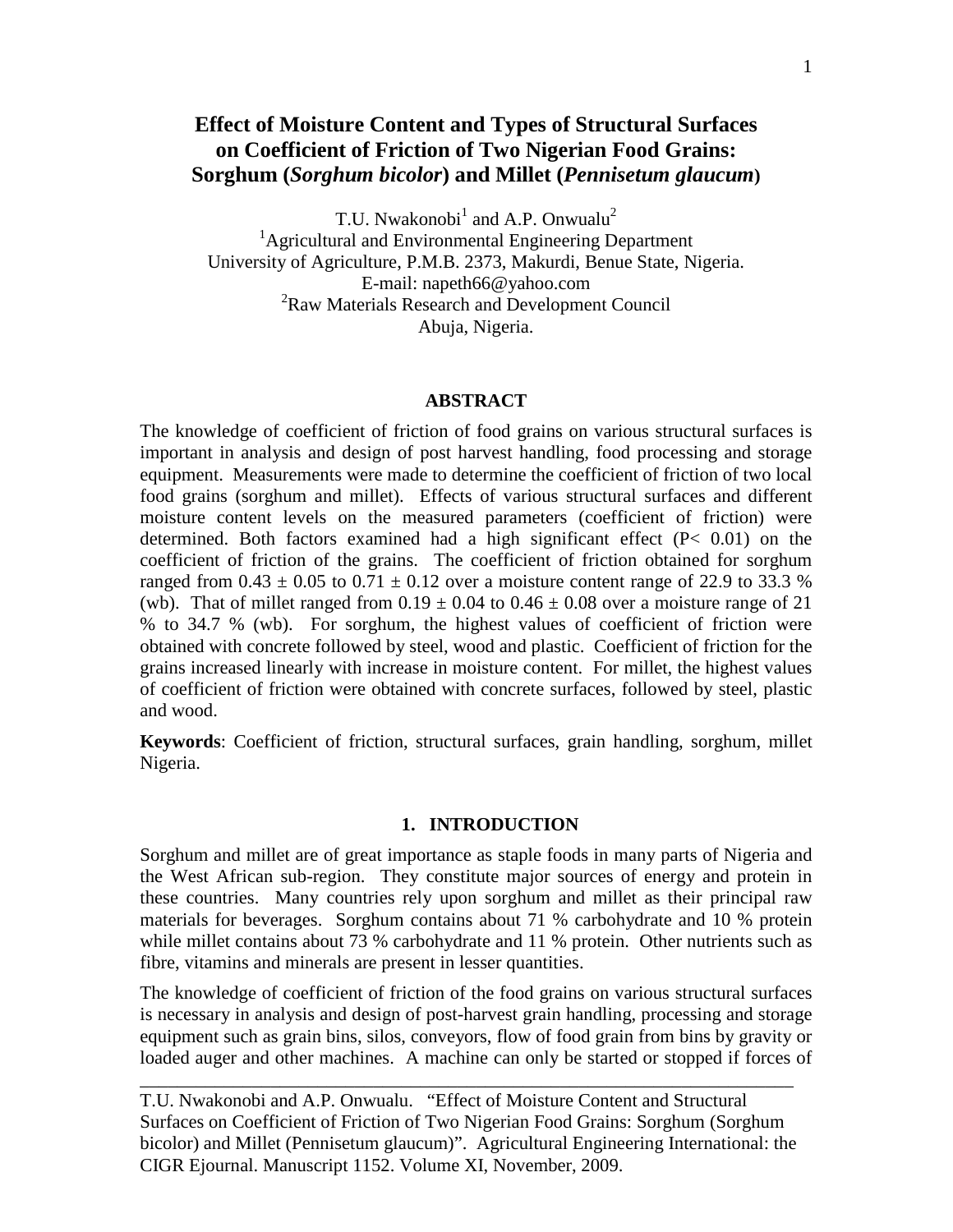# Effect of Moisture Content and Types of Structural Surfaces on Coefficient of Friction of Two Nigerian Food Grains: Sorghum (*Sorghum bicolor*) and Millet (*Pennisetum glaucum*)

T.U. Nwakonobi[1] and A.P. Onwualu[2]

[1]Agricultural and Environmental Engineering Department
University of Agriculture, P.M.B. 2373, Makurdi, Benue State, Nigeria.
E-mail: napeth66@yahoo.com

[2]Raw Materials Research and Development Council
Abuja, Nigeria.

## ABSTRACT

The knowledge of coefficient of friction of food grains on various structural surfaces is important in analysis and design of post harvest handling, food processing and storage equipment. Measurements were made to determine the coefficient of friction of two local food grains (sorghum and millet). Effects of various structural surfaces and different moisture content levels on the measured parameters (coefficient of friction) were determined. Both factors examined had a high significant effect ($P < 0.01$) on the coefficient of friction of the grains. The coefficient of friction obtained for sorghum ranged from $0.43 \pm 0.05$ to $0.71 \pm 0.12$ over a moisture content range of 22.9 to 33.3 % (wb). That of millet ranged from $0.19 \pm 0.04$ to $0.46 \pm 0.08$ over a moisture range of 21 % to 34.7 % (wb). For sorghum, the highest values of coefficient of friction were obtained with concrete followed by steel, wood and plastic. Coefficient of friction for the grains increased linearly with increase in moisture content. For millet, the highest values of coefficient of friction were obtained with concrete surfaces, followed by steel, plastic and wood.

**Keywords**: Coefficient of friction, structural surfaces, grain handling, sorghum, millet Nigeria.

## 1. INTRODUCTION

Sorghum and millet are of great importance as staple foods in many parts of Nigeria and the West African sub-region. They constitute major sources of energy and protein in these countries. Many countries rely upon sorghum and millet as their principal raw materials for beverages. Sorghum contains about 71 % carbohydrate and 10 % protein while millet contains about 73 % carbohydrate and 11 % protein. Other nutrients such as fibre, vitamins and minerals are present in lesser quantities.

The knowledge of coefficient of friction of the food grains on various structural surfaces is necessary in analysis and design of post-harvest grain handling, processing and storage equipment such as grain bins, silos, conveyors, flow of food grain from bins by gravity or loaded auger and other machines. A machine can only be started or stopped if forces of

---

T.U. Nwakonobi and A.P. Onwualu. "Effect of Moisture Content and Structural Surfaces on Coefficient of Friction of Two Nigerian Food Grains: Sorghum (Sorghum bicolor) and Millet (Pennisetum glaucum)". Agricultural Engineering International: the CIGR Ejournal. Manuscript 1152. Volume XI, November, 2009.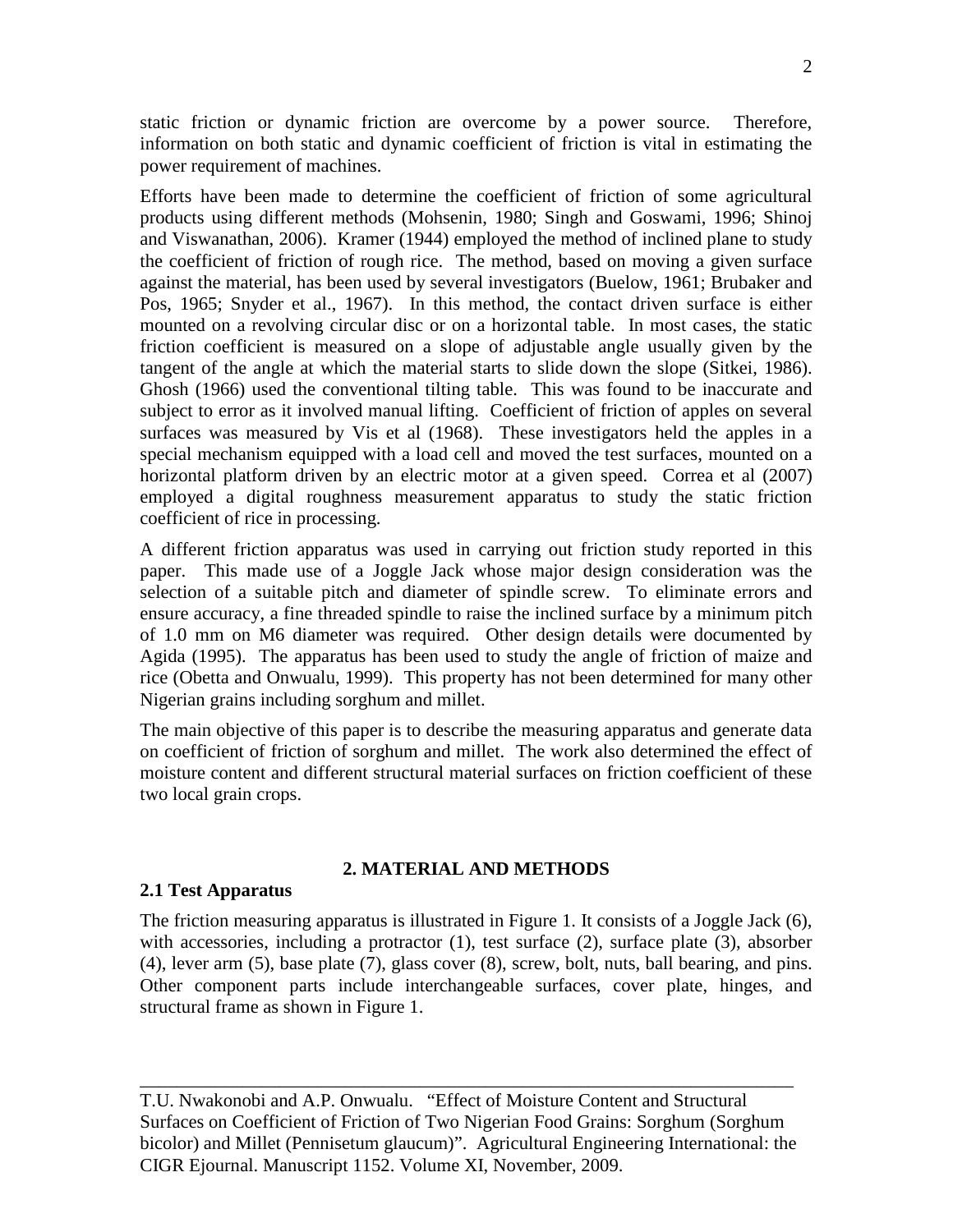static friction or dynamic friction are overcome by a power source. Therefore, information on both static and dynamic coefficient of friction is vital in estimating the power requirement of machines.

Efforts have been made to determine the coefficient of friction of some agricultural products using different methods (Mohsenin, 1980; Singh and Goswami, 1996; Shinoj and Viswanathan, 2006). Kramer (1944) employed the method of inclined plane to study the coefficient of friction of rough rice. The method, based on moving a given surface against the material, has been used by several investigators (Buelow, 1961; Brubaker and Pos, 1965; Snyder et al., 1967). In this method, the contact driven surface is either mounted on a revolving circular disc or on a horizontal table. In most cases, the static friction coefficient is measured on a slope of adjustable angle usually given by the tangent of the angle at which the material starts to slide down the slope (Sitkei, 1986). Ghosh (1966) used the conventional tilting table. This was found to be inaccurate and subject to error as it involved manual lifting. Coefficient of friction of apples on several surfaces was measured by Vis et al (1968). These investigators held the apples in a special mechanism equipped with a load cell and moved the test surfaces, mounted on a horizontal platform driven by an electric motor at a given speed. Correa et al (2007) employed a digital roughness measurement apparatus to study the static friction coefficient of rice in processing.

A different friction apparatus was used in carrying out friction study reported in this paper. This made use of a Joggle Jack whose major design consideration was the selection of a suitable pitch and diameter of spindle screw. To eliminate errors and ensure accuracy, a fine threaded spindle to raise the inclined surface by a minimum pitch of 1.0 mm on M6 diameter was required. Other design details were documented by Agida (1995). The apparatus has been used to study the angle of friction of maize and rice (Obetta and Onwualu, 1999). This property has not been determined for many other Nigerian grains including sorghum and millet.

The main objective of this paper is to describe the measuring apparatus and generate data on coefficient of friction of sorghum and millet. The work also determined the effect of moisture content and different structural material surfaces on friction coefficient of these two local grain crops.

## 2. MATERIAL AND METHODS

### 2.1 Test Apparatus

The friction measuring apparatus is illustrated in Figure 1. It consists of a Joggle Jack (6), with accessories, including a protractor (1), test surface (2), surface plate (3), absorber (4), lever arm (5), base plate (7), glass cover (8), screw, bolt, nuts, ball bearing, and pins. Other component parts include interchangeable surfaces, cover plate, hinges, and structural frame as shown in Figure 1.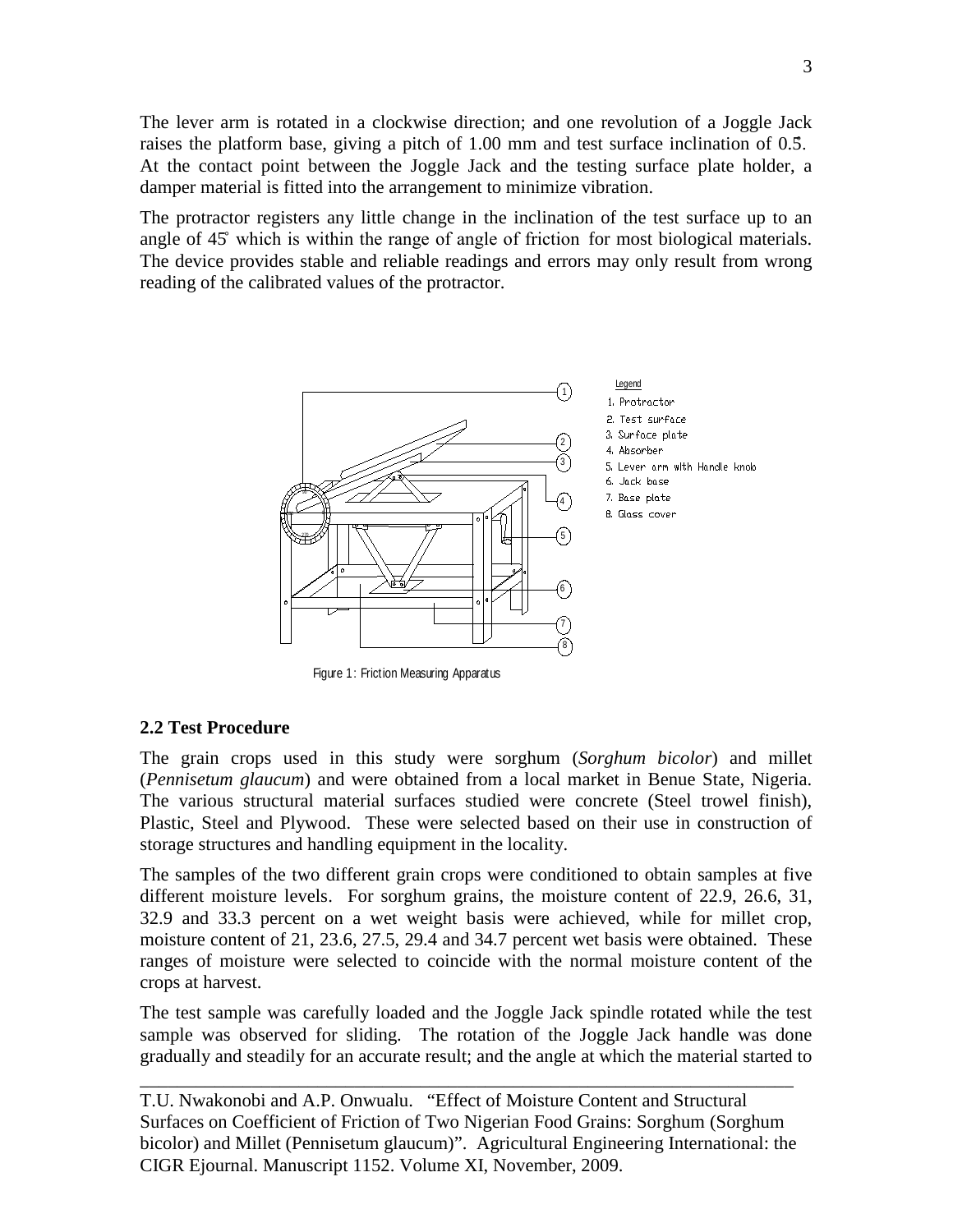The lever arm is rotated in a clockwise direction; and one revolution of a Joggle Jack raises the platform base, giving a pitch of 1.00 mm and test surface inclination of 0.5̊. At the contact point between the Joggle Jack and the testing surface plate holder, a damper material is fitted into the arrangement to minimize vibration.

The protractor registers any little change in the inclination of the test surface up to an angle of 45̊ which is within the range of angle of friction for most biological materials. The device provides stable and reliable readings and errors may only result from wrong reading of the calibrated values of the protractor.

Legend

1. Protractor
2. Test surface
3. Surface plate
4. Absorber
5. Lever arm with Handle knob
6. Jack base
7. Base plate
8. Glass cover

Figure 1: Friction Measuring Apparatus

### 2.2 Test Procedure

The grain crops used in this study were sorghum (*Sorghum bicolor*) and millet (*Pennisetum glaucum*) and were obtained from a local market in Benue State, Nigeria. The various structural material surfaces studied were concrete (Steel trowel finish), Plastic, Steel and Plywood. These were selected based on their use in construction of storage structures and handling equipment in the locality.

The samples of the two different grain crops were conditioned to obtain samples at five different moisture levels. For sorghum grains, the moisture content of 22.9, 26.6, 31, 32.9 and 33.3 percent on a wet weight basis were achieved, while for millet crop, moisture content of 21, 23.6, 27.5, 29.4 and 34.7 percent wet basis were obtained. These ranges of moisture were selected to coincide with the normal moisture content of the crops at harvest.

The test sample was carefully loaded and the Joggle Jack spindle rotated while the test sample was observed for sliding. The rotation of the Joggle Jack handle was done gradually and steadily for an accurate result; and the angle at which the material started to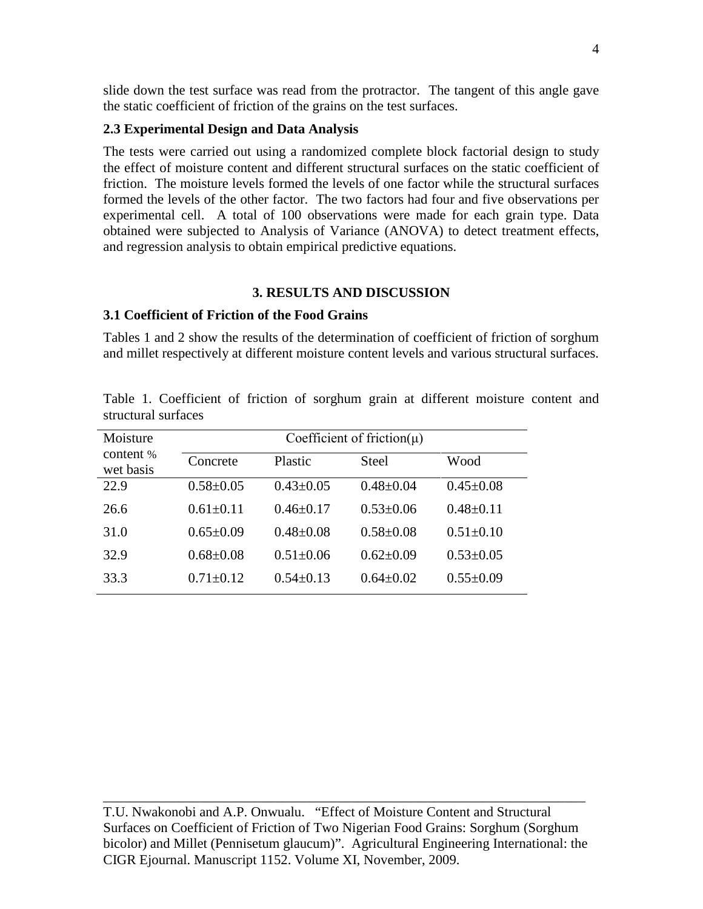slide down the test surface was read from the protractor. The tangent of this angle gave the static coefficient of friction of the grains on the test surfaces.

### 2.3 Experimental Design and Data Analysis

The tests were carried out using a randomized complete block factorial design to study the effect of moisture content and different structural surfaces on the static coefficient of friction. The moisture levels formed the levels of one factor while the structural surfaces formed the levels of the other factor. The two factors had four and five observations per experimental cell. A total of 100 observations were made for each grain type. Data obtained were subjected to Analysis of Variance (ANOVA) to detect treatment effects, and regression analysis to obtain empirical predictive equations.

## 3. RESULTS AND DISCUSSION

### 3.1 Coefficient of Friction of the Food Grains

Tables 1 and 2 show the results of the determination of coefficient of friction of sorghum and millet respectively at different moisture content levels and various structural surfaces.

Table 1. Coefficient of friction of sorghum grain at different moisture content and structural surfaces

| Moisture content % wet basis | Coefficient of friction($\mu$) | | | |
|---|---|---|---|---|
| | Concrete | Plastic | Steel | Wood |
| 22.9 | 0.58±0.05 | 0.43±0.05 | 0.48±0.04 | 0.45±0.08 |
| 26.6 | 0.61±0.11 | 0.46±0.17 | 0.53±0.06 | 0.48±0.11 |
| 31.0 | 0.65±0.09 | 0.48±0.08 | 0.58±0.08 | 0.51±0.10 |
| 32.9 | 0.68±0.08 | 0.51±0.06 | 0.62±0.09 | 0.53±0.05 |
| 33.3 | 0.71±0.12 | 0.54±0.13 | 0.64±0.02 | 0.55±0.09 |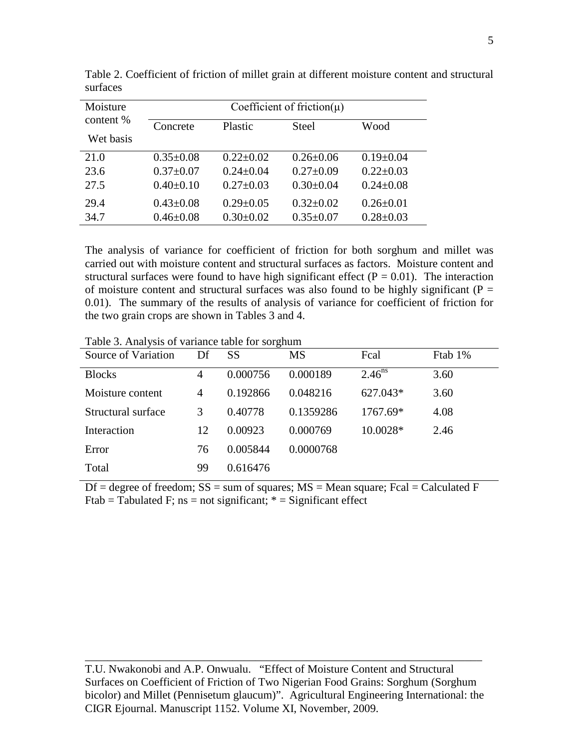Table 2. Coefficient of friction of millet grain at different moisture content and structural surfaces

| Moisture content % Wet basis | Coefficient of friction(μ) | | | |
|---|---|---|---|---|
| | Concrete | Plastic | Steel | Wood |
| 21.0 | 0.35±0.08 | 0.22±0.02 | 0.26±0.06 | 0.19±0.04 |
| 23.6 | 0.37±0.07 | 0.24±0.04 | 0.27±0.09 | 0.22±0.03 |
| 27.5 | 0.40±0.10 | 0.27±0.03 | 0.30±0.04 | 0.24±0.08 |
| 29.4 | 0.43±0.08 | 0.29±0.05 | 0.32±0.02 | 0.26±0.01 |
| 34.7 | 0.46±0.08 | 0.30±0.02 | 0.35±0.07 | 0.28±0.03 |

The analysis of variance for coefficient of friction for both sorghum and millet was carried out with moisture content and structural surfaces as factors. Moisture content and structural surfaces were found to have high significant effect ($P = 0.01$). The interaction of moisture content and structural surfaces was also found to be highly significant ($P = 0.01$). The summary of the results of analysis of variance for coefficient of friction for the two grain crops are shown in Tables 3 and 4.

Table 3. Analysis of variance table for sorghum

| Source of Variation | Df | SS | MS | Fcal | Ftab 1% |
|---|---|---|---|---|---|
| Blocks | 4 | 0.000756 | 0.000189 | $2.46^{ns}$ | 3.60 |
| Moisture content | 4 | 0.192866 | 0.048216 | 627.043* | 3.60 |
| Structural surface | 3 | 0.40778 | 0.1359286 | 1767.69* | 4.08 |
| Interaction | 12 | 0.00923 | 0.000769 | 10.0028* | 2.46 |
| Error | 76 | 0.005844 | 0.0000768 | | |
| Total | 99 | 0.616476 | | | |

Df = degree of freedom; SS = sum of squares; MS = Mean square; Fcal = Calculated F
Ftab = Tabulated F; ns = not significant; * = Significant effect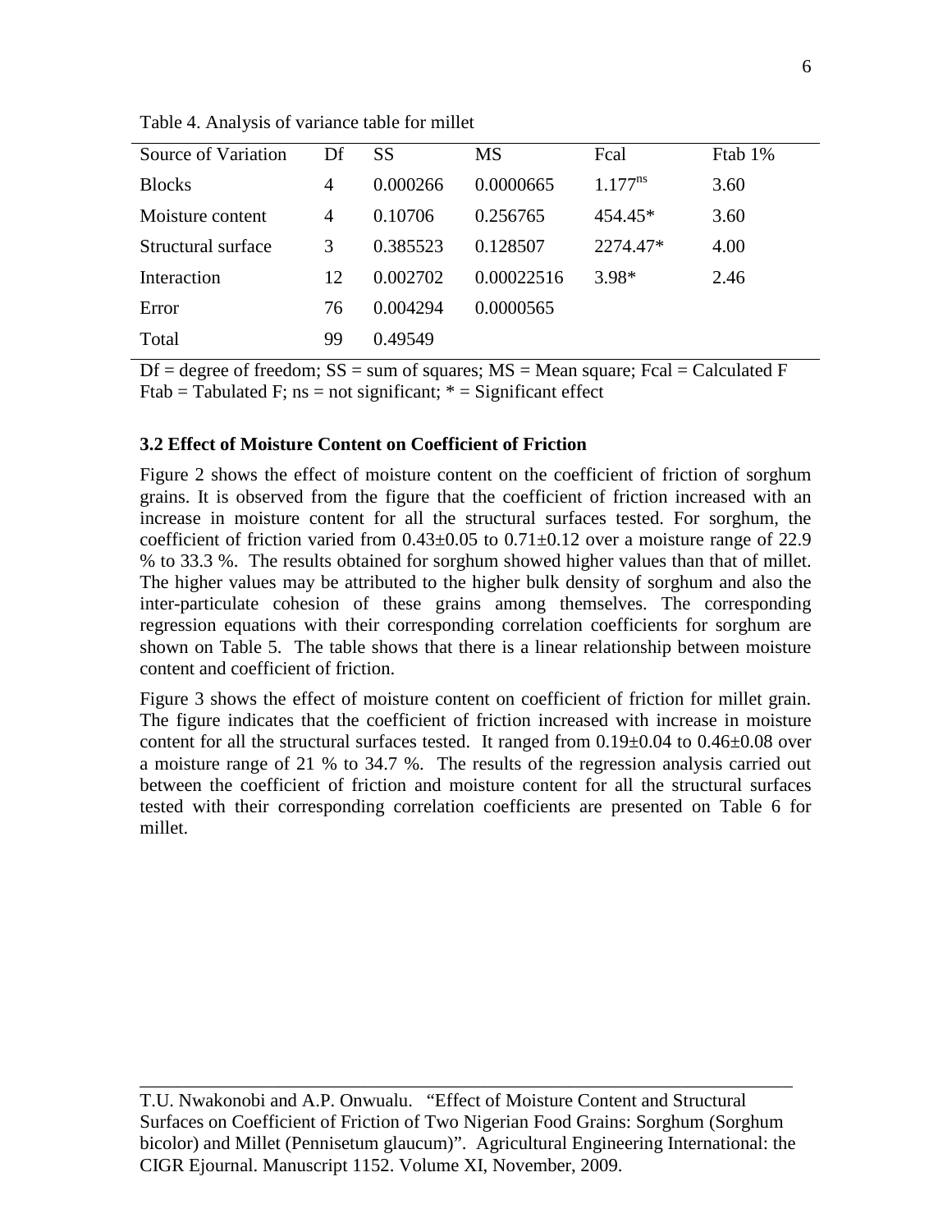Table 4. Analysis of variance table for millet

| Source of Variation | Df | SS | MS | Fcal | Ftab 1% |
|---|---|---|---|---|---|
| Blocks | 4 | 0.000266 | 0.0000665 | $1.177^{ns}$ | 3.60 |
| Moisture content | 4 | 0.10706 | 0.256765 | 454.45* | 3.60 |
| Structural surface | 3 | 0.385523 | 0.128507 | 2274.47* | 4.00 |
| Interaction | 12 | 0.002702 | 0.00022516 | 3.98* | 2.46 |
| Error | 76 | 0.004294 | 0.0000565 | | |
| Total | 99 | 0.49549 | | | |

Df = degree of freedom; SS = sum of squares; MS = Mean square; Fcal = Calculated F
Ftab = Tabulated F; ns = not significant; * = Significant effect

### 3.2 Effect of Moisture Content on Coefficient of Friction

Figure 2 shows the effect of moisture content on the coefficient of friction of sorghum grains. It is observed from the figure that the coefficient of friction increased with an increase in moisture content for all the structural surfaces tested. For sorghum, the coefficient of friction varied from $0.43\pm0.05$ to $0.71\pm0.12$ over a moisture range of 22.9 % to 33.3 %. The results obtained for sorghum showed higher values than that of millet. The higher values may be attributed to the higher bulk density of sorghum and also the inter-particulate cohesion of these grains among themselves. The corresponding regression equations with their corresponding correlation coefficients for sorghum are shown on Table 5. The table shows that there is a linear relationship between moisture content and coefficient of friction.

Figure 3 shows the effect of moisture content on coefficient of friction for millet grain. The figure indicates that the coefficient of friction increased with increase in moisture content for all the structural surfaces tested. It ranged from $0.19\pm0.04$ to $0.46\pm0.08$ over a moisture range of 21 % to 34.7 %. The results of the regression analysis carried out between the coefficient of friction and moisture content for all the structural surfaces tested with their corresponding correlation coefficients are presented on Table 6 for millet.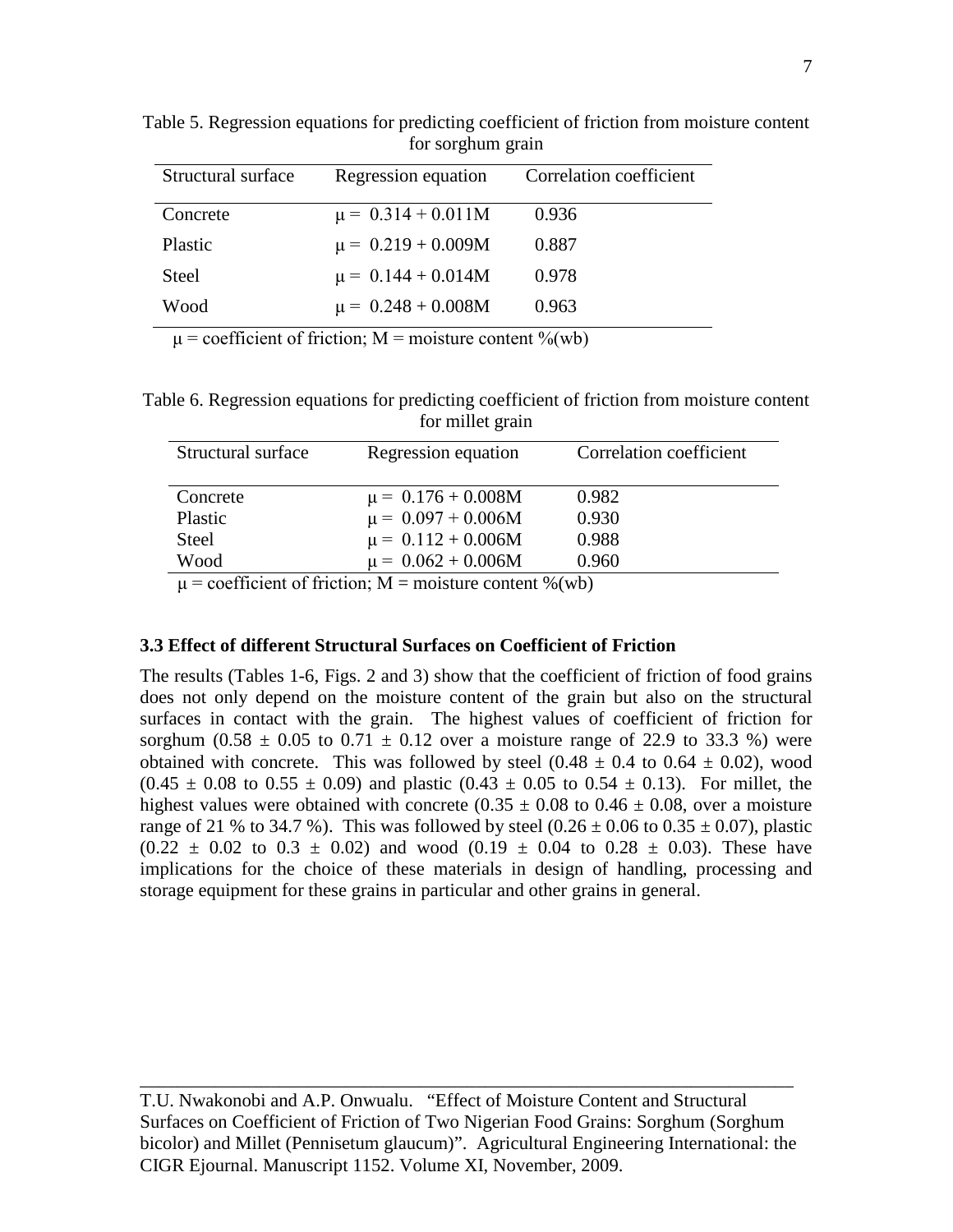Table 5. Regression equations for predicting coefficient of friction from moisture content for sorghum grain

| Structural surface | Regression equation | Correlation coefficient |
|---|---|---|
| Concrete | $\mu = 0.314 + 0.011M$ | 0.936 |
| Plastic | $\mu = 0.219 + 0.009M$ | 0.887 |
| Steel | $\mu = 0.144 + 0.014M$ | 0.978 |
| Wood | $\mu = 0.248 + 0.008M$ | 0.963 |

$\mu$ = coefficient of friction; M = moisture content %(wb)

Table 6. Regression equations for predicting coefficient of friction from moisture content for millet grain

| Structural surface | Regression equation | Correlation coefficient |
|---|---|---|
| Concrete | $\mu = 0.176 + 0.008M$ | 0.982 |
| Plastic | $\mu = 0.097 + 0.006M$ | 0.930 |
| Steel | $\mu = 0.112 + 0.006M$ | 0.988 |
| Wood | $\mu = 0.062 + 0.006M$ | 0.960 |

$\mu$ = coefficient of friction; M = moisture content %(wb)

### 3.3 Effect of different Structural Surfaces on Coefficient of Friction

The results (Tables 1-6, Figs. 2 and 3) show that the coefficient of friction of food grains does not only depend on the moisture content of the grain but also on the structural surfaces in contact with the grain. The highest values of coefficient of friction for sorghum ($0.58 \pm 0.05$ to $0.71 \pm 0.12$ over a moisture range of 22.9 to 33.3 %) were obtained with concrete. This was followed by steel ($0.48 \pm 0.4$ to $0.64 \pm 0.02$), wood ($0.45 \pm 0.08$ to $0.55 \pm 0.09$) and plastic ($0.43 \pm 0.05$ to $0.54 \pm 0.13$). For millet, the highest values were obtained with concrete ($0.35 \pm 0.08$ to $0.46 \pm 0.08$, over a moisture range of 21 % to 34.7 %). This was followed by steel ($0.26 \pm 0.06$ to $0.35 \pm 0.07$), plastic ($0.22 \pm 0.02$ to $0.3 \pm 0.02$) and wood ($0.19 \pm 0.04$ to $0.28 \pm 0.03$). These have implications for the choice of these materials in design of handling, processing and storage equipment for these grains in particular and other grains in general.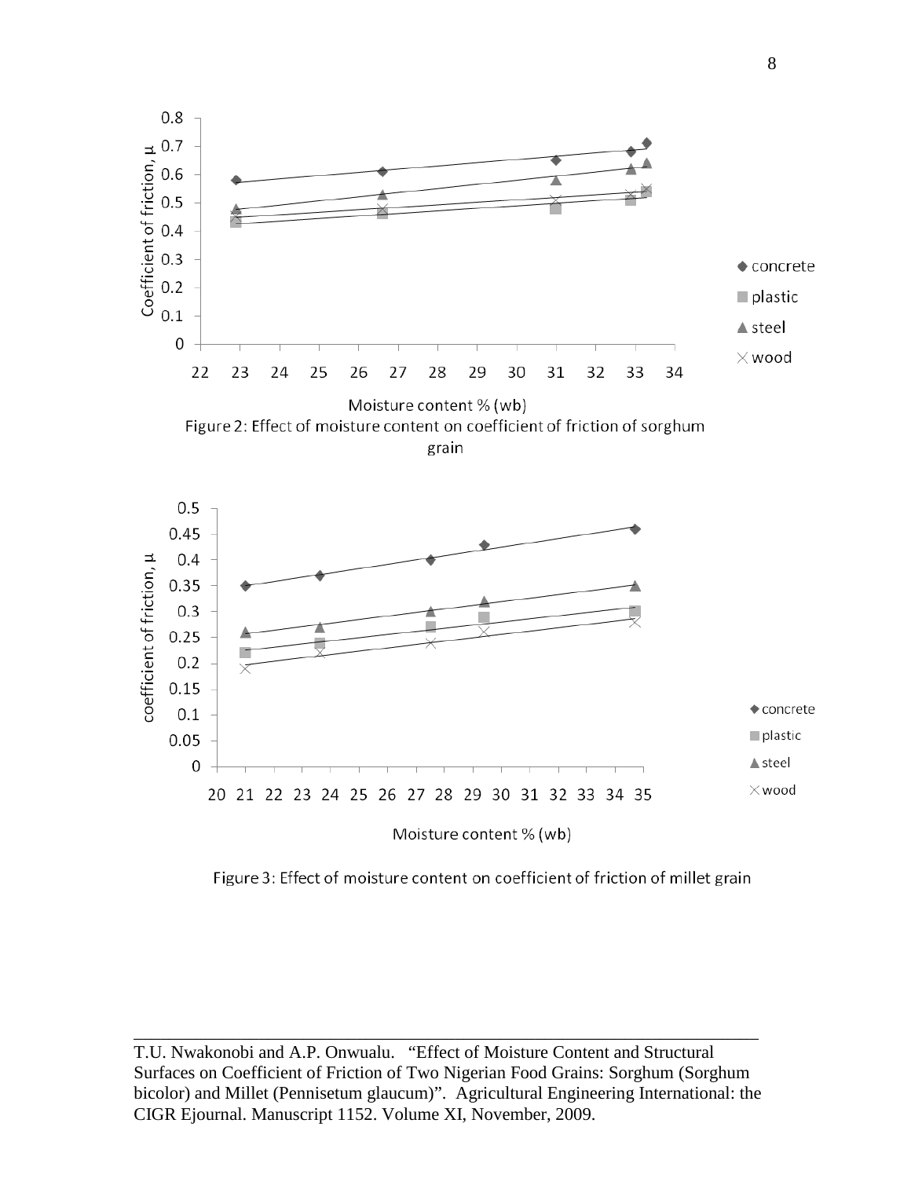Figure 2: Effect of moisture content on coefficient of friction of sorghum grain

Figure 3: Effect of moisture content on coefficient of friction of millet grain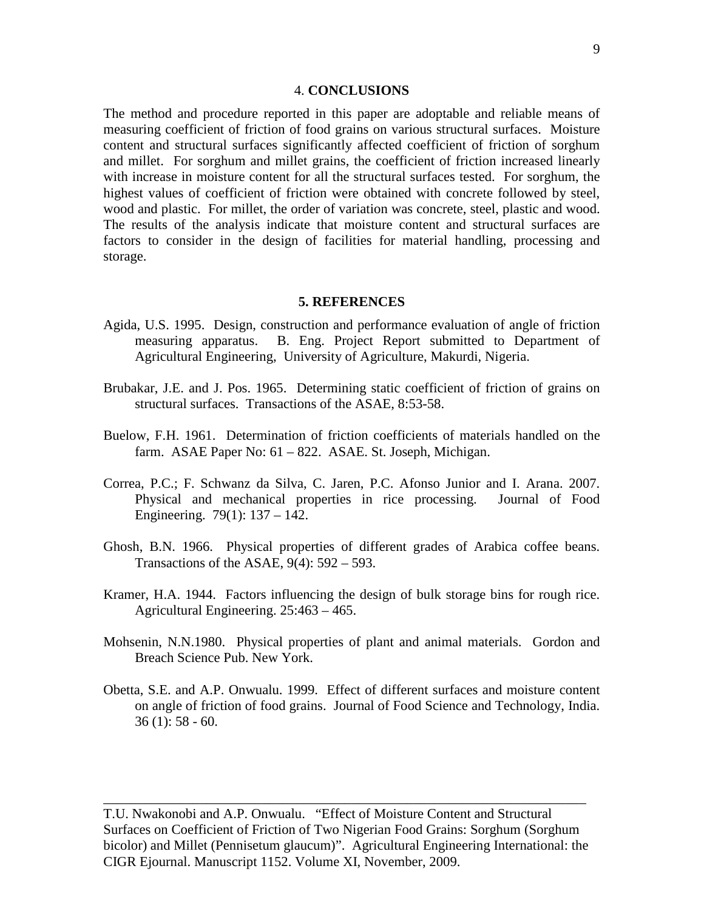## 4. **CONCLUSIONS**

The method and procedure reported in this paper are adoptable and reliable means of measuring coefficient of friction of food grains on various structural surfaces. Moisture content and structural surfaces significantly affected coefficient of friction of sorghum and millet. For sorghum and millet grains, the coefficient of friction increased linearly with increase in moisture content for all the structural surfaces tested. For sorghum, the highest values of coefficient of friction were obtained with concrete followed by steel, wood and plastic. For millet, the order of variation was concrete, steel, plastic and wood. The results of the analysis indicate that moisture content and structural surfaces are factors to consider in the design of facilities for material handling, processing and storage.

## 5. REFERENCES

Agida, U.S. 1995. Design, construction and performance evaluation of angle of friction measuring apparatus. B. Eng. Project Report submitted to Department of Agricultural Engineering, University of Agriculture, Makurdi, Nigeria.

Brubakar, J.E. and J. Pos. 1965. Determining static coefficient of friction of grains on structural surfaces. Transactions of the ASAE, 8:53-58.

Buelow, F.H. 1961. Determination of friction coefficients of materials handled on the farm. ASAE Paper No: 61 – 822. ASAE. St. Joseph, Michigan.

Correa, P.C.; F. Schwanz da Silva, C. Jaren, P.C. Afonso Junior and I. Arana. 2007. Physical and mechanical properties in rice processing. Journal of Food Engineering. 79(1): 137 – 142.

Ghosh, B.N. 1966. Physical properties of different grades of Arabica coffee beans. Transactions of the ASAE, 9(4): 592 – 593.

Kramer, H.A. 1944. Factors influencing the design of bulk storage bins for rough rice. Agricultural Engineering. 25:463 – 465.

Mohsenin, N.N.1980. Physical properties of plant and animal materials. Gordon and Breach Science Pub. New York.

Obetta, S.E. and A.P. Onwualu. 1999. Effect of different surfaces and moisture content on angle of friction of food grains. Journal of Food Science and Technology, India. 36 (1): 58 - 60.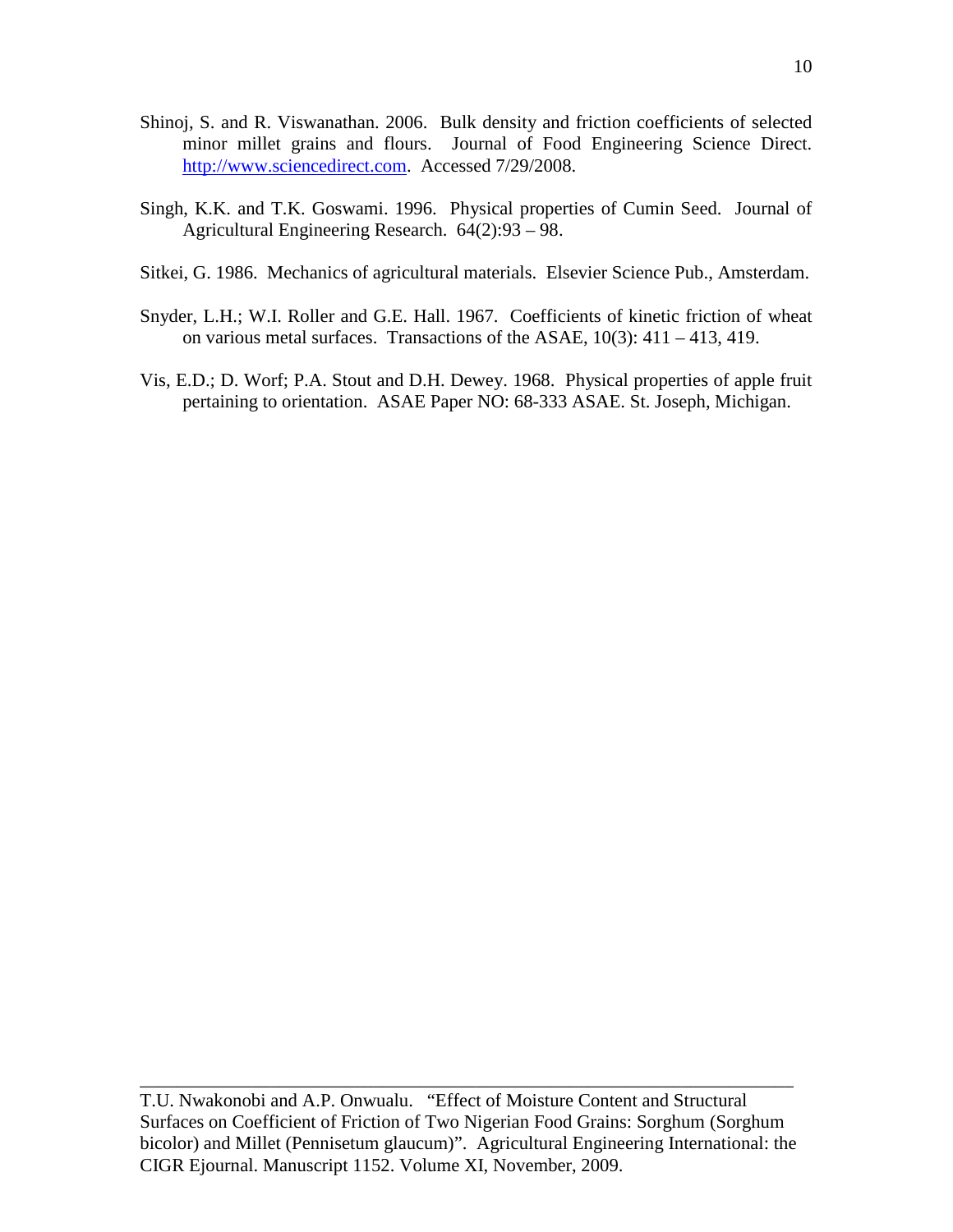Shinoj, S. and R. Viswanathan. 2006. Bulk density and friction coefficients of selected minor millet grains and flours. Journal of Food Engineering Science Direct. http://www.sciencedirect.com. Accessed 7/29/2008.

Singh, K.K. and T.K. Goswami. 1996. Physical properties of Cumin Seed. Journal of Agricultural Engineering Research. 64(2):93 – 98.

Sitkei, G. 1986. Mechanics of agricultural materials. Elsevier Science Pub., Amsterdam.

Snyder, L.H.; W.I. Roller and G.E. Hall. 1967. Coefficients of kinetic friction of wheat on various metal surfaces. Transactions of the ASAE, 10(3): 411 – 413, 419.

Vis, E.D.; D. Worf; P.A. Stout and D.H. Dewey. 1968. Physical properties of apple fruit pertaining to orientation. ASAE Paper NO: 68-333 ASAE. St. Joseph, Michigan.